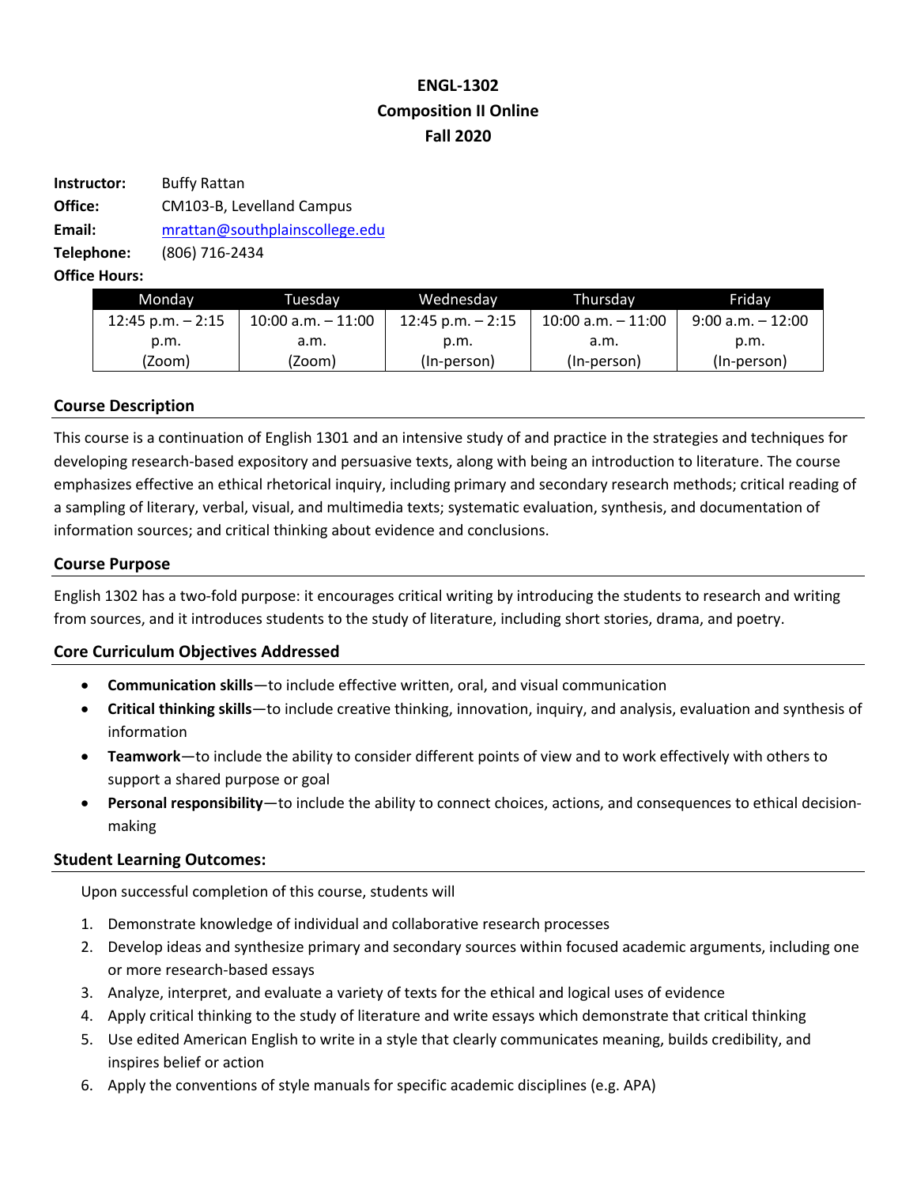# ENGL-1302
# Composition II Online
# Fall 2020

**Instructor:** Buffy Rattan
**Office:** CM103-B, Levelland Campus
**Email:** mrattan@southplainscollege.edu
**Telephone:** (806) 716-2434
**Office Hours:**

| Monday | Tuesday | Wednesday | Thursday | Friday |
|---|---|---|---|---|
| 12:45 p.m. – 2:15 p.m. (Zoom) | 10:00 a.m. – 11:00 a.m. (Zoom) | 12:45 p.m. – 2:15 p.m. (In-person) | 10:00 a.m. – 11:00 a.m. (In-person) | 9:00 a.m. – 12:00 p.m. (In-person) |

## Course Description

This course is a continuation of English 1301 and an intensive study of and practice in the strategies and techniques for developing research-based expository and persuasive texts, along with being an introduction to literature. The course emphasizes effective an ethical rhetorical inquiry, including primary and secondary research methods; critical reading of a sampling of literary, verbal, visual, and multimedia texts; systematic evaluation, synthesis, and documentation of information sources; and critical thinking about evidence and conclusions.

## Course Purpose

English 1302 has a two-fold purpose: it encourages critical writing by introducing the students to research and writing from sources, and it introduces students to the study of literature, including short stories, drama, and poetry.

## Core Curriculum Objectives Addressed

- **Communication skills**—to include effective written, oral, and visual communication
- **Critical thinking skills**—to include creative thinking, innovation, inquiry, and analysis, evaluation and synthesis of information
- **Teamwork**—to include the ability to consider different points of view and to work effectively with others to support a shared purpose or goal
- **Personal responsibility**—to include the ability to connect choices, actions, and consequences to ethical decision-making

## Student Learning Outcomes:

Upon successful completion of this course, students will

1. Demonstrate knowledge of individual and collaborative research processes
2. Develop ideas and synthesize primary and secondary sources within focused academic arguments, including one or more research-based essays
3. Analyze, interpret, and evaluate a variety of texts for the ethical and logical uses of evidence
4. Apply critical thinking to the study of literature and write essays which demonstrate that critical thinking
5. Use edited American English to write in a style that clearly communicates meaning, builds credibility, and inspires belief or action
6. Apply the conventions of style manuals for specific academic disciplines (e.g. APA)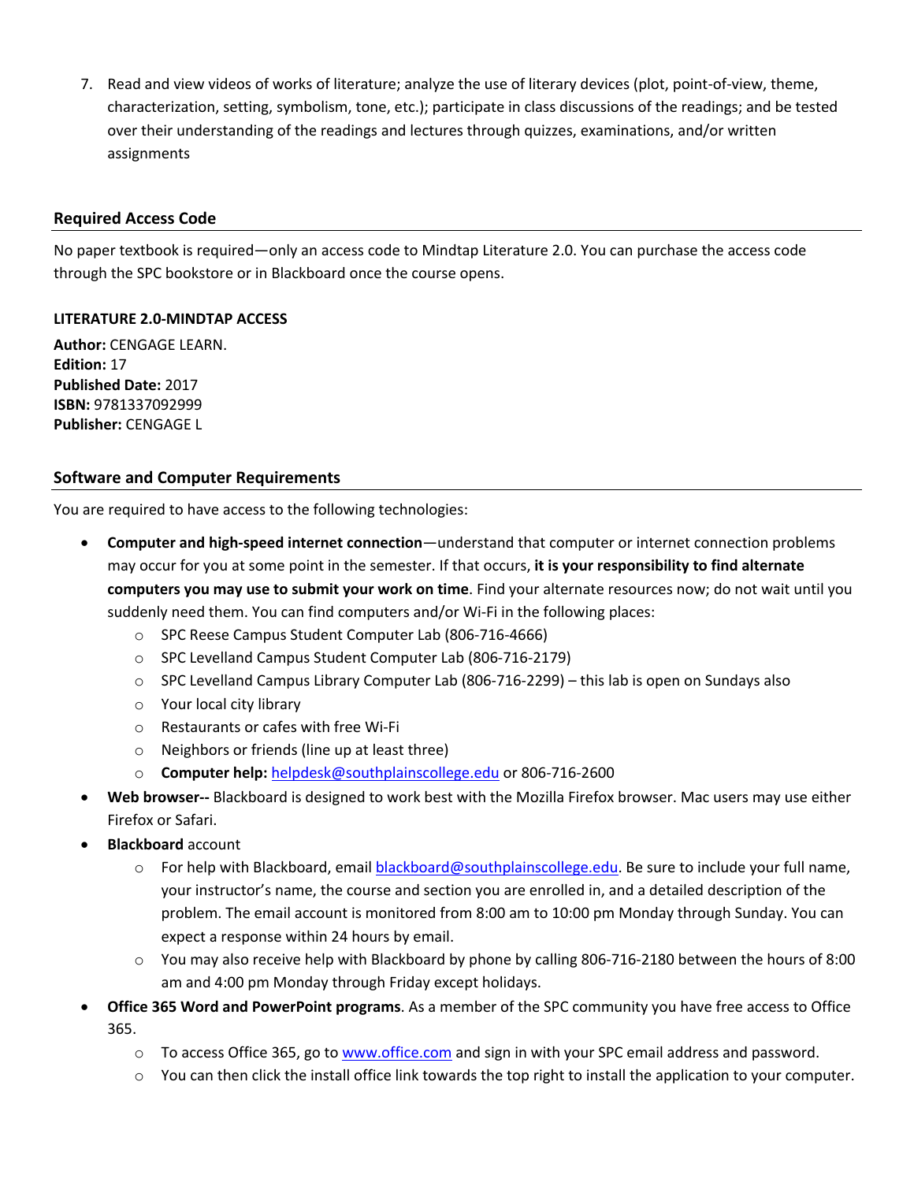7. Read and view videos of works of literature; analyze the use of literary devices (plot, point-of-view, theme, characterization, setting, symbolism, tone, etc.); participate in class discussions of the readings; and be tested over their understanding of the readings and lectures through quizzes, examinations, and/or written assignments

## Required Access Code

No paper textbook is required—only an access code to Mindtap Literature 2.0. You can purchase the access code through the SPC bookstore or in Blackboard once the course opens.

**LITERATURE 2.0-MINDTAP ACCESS**

**Author:** CENGAGE LEARN.
**Edition:** 17
**Published Date:** 2017
**ISBN:** 9781337092999
**Publisher:** CENGAGE L

## Software and Computer Requirements

You are required to have access to the following technologies:

- **Computer and high-speed internet connection**—understand that computer or internet connection problems may occur for you at some point in the semester. If that occurs, **it is your responsibility to find alternate computers you may use to submit your work on time**. Find your alternate resources now; do not wait until you suddenly need them. You can find computers and/or Wi-Fi in the following places:
  - SPC Reese Campus Student Computer Lab (806-716-4666)
  - SPC Levelland Campus Student Computer Lab (806-716-2179)
  - SPC Levelland Campus Library Computer Lab (806-716-2299) – this lab is open on Sundays also
  - Your local city library
  - Restaurants or cafes with free Wi-Fi
  - Neighbors or friends (line up at least three)
  - **Computer help:** helpdesk@southplainscollege.edu or 806-716-2600
- **Web browser--** Blackboard is designed to work best with the Mozilla Firefox browser. Mac users may use either Firefox or Safari.
- **Blackboard** account
  - For help with Blackboard, email blackboard@southplainscollege.edu. Be sure to include your full name, your instructor's name, the course and section you are enrolled in, and a detailed description of the problem. The email account is monitored from 8:00 am to 10:00 pm Monday through Sunday. You can expect a response within 24 hours by email.
  - You may also receive help with Blackboard by phone by calling 806-716-2180 between the hours of 8:00 am and 4:00 pm Monday through Friday except holidays.
- **Office 365 Word and PowerPoint programs**. As a member of the SPC community you have free access to Office 365.
  - To access Office 365, go to www.office.com and sign in with your SPC email address and password.
  - You can then click the install office link towards the top right to install the application to your computer.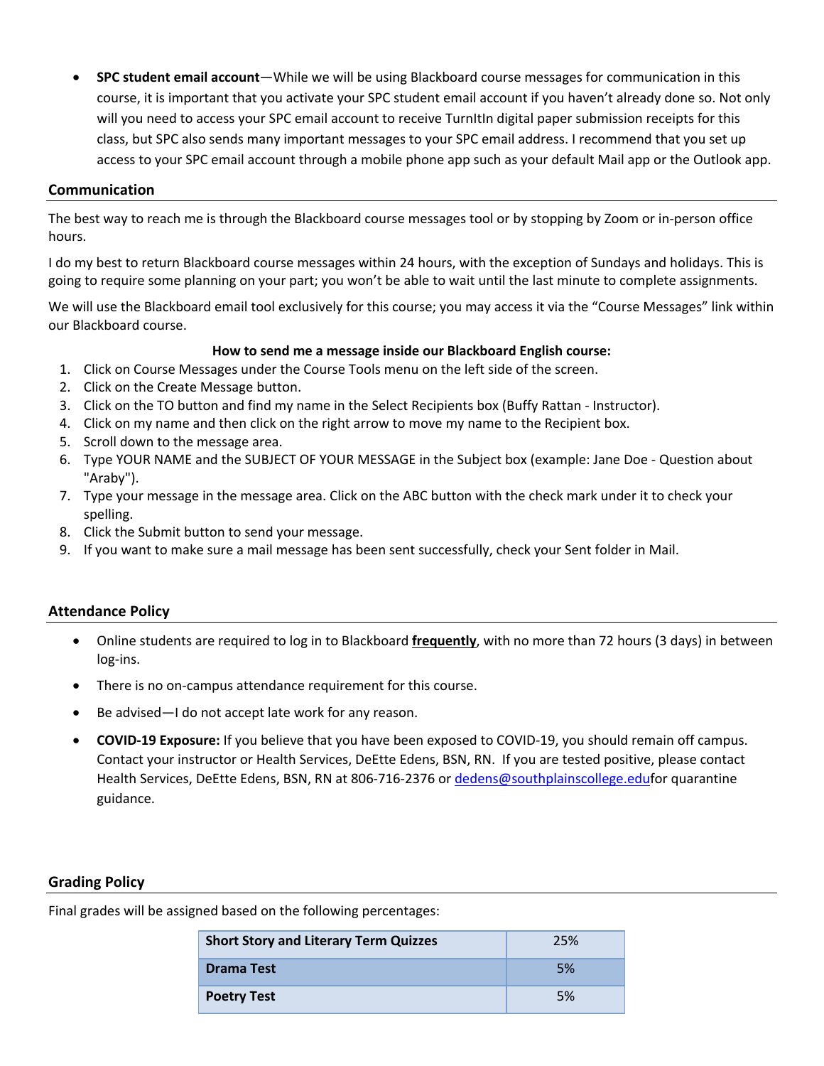- **SPC student email account**—While we will be using Blackboard course messages for communication in this course, it is important that you activate your SPC student email account if you haven't already done so. Not only will you need to access your SPC email account to receive TurnItIn digital paper submission receipts for this class, but SPC also sends many important messages to your SPC email address. I recommend that you set up access to your SPC email account through a mobile phone app such as your default Mail app or the Outlook app.

## Communication

The best way to reach me is through the Blackboard course messages tool or by stopping by Zoom or in-person office hours.

I do my best to return Blackboard course messages within 24 hours, with the exception of Sundays and holidays. This is going to require some planning on your part; you won't be able to wait until the last minute to complete assignments.

We will use the Blackboard email tool exclusively for this course; you may access it via the "Course Messages" link within our Blackboard course.

**How to send me a message inside our Blackboard English course:**

1. Click on Course Messages under the Course Tools menu on the left side of the screen.
2. Click on the Create Message button.
3. Click on the TO button and find my name in the Select Recipients box (Buffy Rattan - Instructor).
4. Click on my name and then click on the right arrow to move my name to the Recipient box.
5. Scroll down to the message area.
6. Type YOUR NAME and the SUBJECT OF YOUR MESSAGE in the Subject box (example: Jane Doe - Question about "Araby").
7. Type your message in the message area. Click on the ABC button with the check mark under it to check your spelling.
8. Click the Submit button to send your message.
9. If you want to make sure a mail message has been sent successfully, check your Sent folder in Mail.

## Attendance Policy

- Online students are required to log in to Blackboard **frequently**, with no more than 72 hours (3 days) in between log-ins.
- There is no on-campus attendance requirement for this course.
- Be advised—I do not accept late work for any reason.
- **COVID-19 Exposure:** If you believe that you have been exposed to COVID-19, you should remain off campus. Contact your instructor or Health Services, DeEtte Edens, BSN, RN. If you are tested positive, please contact Health Services, DeEtte Edens, BSN, RN at 806-716-2376 or dedens@southplainscollege.edufor quarantine guidance.

## Grading Policy

Final grades will be assigned based on the following percentages:

| Short Story and Literary Term Quizzes | 25% |
|---|---|
| Drama Test | 5% |
| Poetry Test | 5% |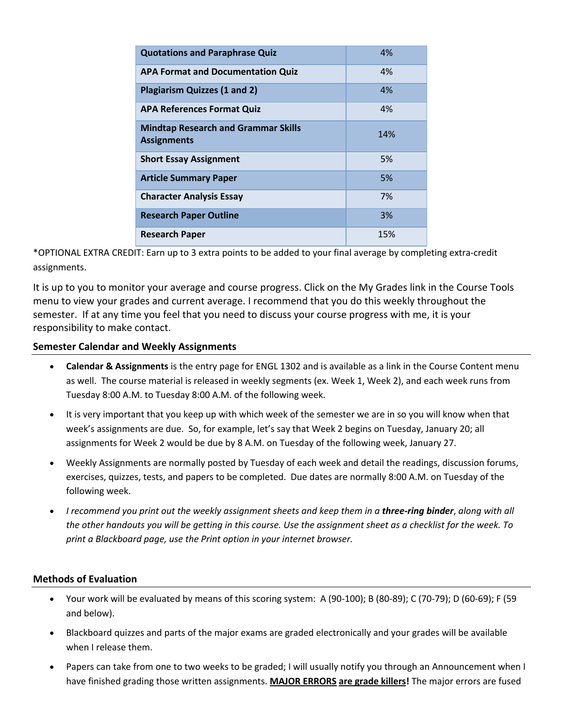| Quotations and Paraphrase Quiz | 4% |
|---|---|
| APA Format and Documentation Quiz | 4% |
| Plagiarism Quizzes (1 and 2) | 4% |
| APA References Format Quiz | 4% |
| Mindtap Research and Grammar Skills Assignments | 14% |
| Short Essay Assignment | 5% |
| Article Summary Paper | 5% |
| Character Analysis Essay | 7% |
| Research Paper Outline | 3% |
| Research Paper | 15% |

*OPTIONAL EXTRA CREDIT: Earn up to 3 extra points to be added to your final average by completing extra-credit assignments.

It is up to you to monitor your average and course progress. Click on the My Grades link in the Course Tools menu to view your grades and current average. I recommend that you do this weekly throughout the semester. If at any time you feel that you need to discuss your course progress with me, it is your responsibility to make contact.

### Semester Calendar and Weekly Assignments

- **Calendar & Assignments** is the entry page for ENGL 1302 and is available as a link in the Course Content menu as well. The course material is released in weekly segments (ex. Week 1, Week 2), and each week runs from Tuesday 8:00 A.M. to Tuesday 8:00 A.M. of the following week.
- It is very important that you keep up with which week of the semester we are in so you will know when that week's assignments are due. So, for example, let's say that Week 2 begins on Tuesday, January 20; all assignments for Week 2 would be due by 8 A.M. on Tuesday of the following week, January 27.
- Weekly Assignments are normally posted by Tuesday of each week and detail the readings, discussion forums, exercises, quizzes, tests, and papers to be completed. Due dates are normally 8:00 A.M. on Tuesday of the following week.
- *I recommend you print out the weekly assignment sheets and keep them in a* ***three-ring binder****, along with all the other handouts you will be getting in this course. Use the assignment sheet as a checklist for the week. To print a Blackboard page, use the Print option in your internet browser.*

### Methods of Evaluation

- Your work will be evaluated by means of this scoring system: A (90-100); B (80-89); C (70-79); D (60-69); F (59 and below).
- Blackboard quizzes and parts of the major exams are graded electronically and your grades will be available when I release them.
- Papers can take from one to two weeks to be graded; I will usually notify you through an Announcement when I have finished grading those written assignments. **MAJOR ERRORS are grade killers!** The major errors are fused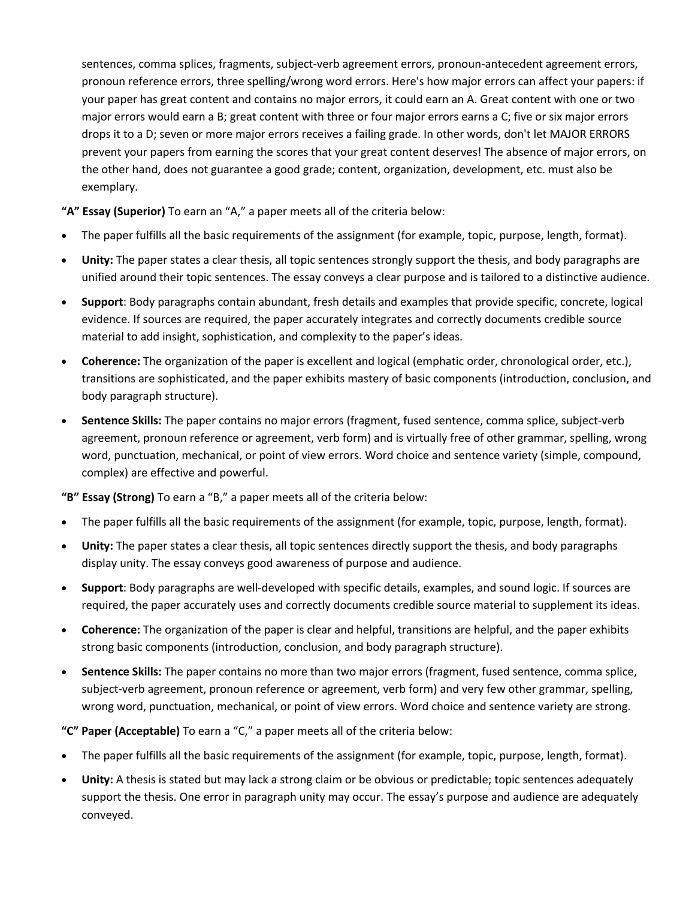sentences, comma splices, fragments, subject-verb agreement errors, pronoun-antecedent agreement errors, pronoun reference errors, three spelling/wrong word errors. Here's how major errors can affect your papers: if your paper has great content and contains no major errors, it could earn an A. Great content with one or two major errors would earn a B; great content with three or four major errors earns a C; five or six major errors drops it to a D; seven or more major errors receives a failing grade. In other words, don't let MAJOR ERRORS prevent your papers from earning the scores that your great content deserves! The absence of major errors, on the other hand, does not guarantee a good grade; content, organization, development, etc. must also be exemplary.

**"A" Essay (Superior)** To earn an "A," a paper meets all of the criteria below:

- The paper fulfills all the basic requirements of the assignment (for example, topic, purpose, length, format).
- **Unity:** The paper states a clear thesis, all topic sentences strongly support the thesis, and body paragraphs are unified around their topic sentences. The essay conveys a clear purpose and is tailored to a distinctive audience.
- **Support**: Body paragraphs contain abundant, fresh details and examples that provide specific, concrete, logical evidence. If sources are required, the paper accurately integrates and correctly documents credible source material to add insight, sophistication, and complexity to the paper's ideas.
- **Coherence:** The organization of the paper is excellent and logical (emphatic order, chronological order, etc.), transitions are sophisticated, and the paper exhibits mastery of basic components (introduction, conclusion, and body paragraph structure).
- **Sentence Skills:** The paper contains no major errors (fragment, fused sentence, comma splice, subject-verb agreement, pronoun reference or agreement, verb form) and is virtually free of other grammar, spelling, wrong word, punctuation, mechanical, or point of view errors. Word choice and sentence variety (simple, compound, complex) are effective and powerful.

**"B" Essay (Strong)** To earn a "B," a paper meets all of the criteria below:

- The paper fulfills all the basic requirements of the assignment (for example, topic, purpose, length, format).
- **Unity:** The paper states a clear thesis, all topic sentences directly support the thesis, and body paragraphs display unity. The essay conveys good awareness of purpose and audience.
- **Support**: Body paragraphs are well-developed with specific details, examples, and sound logic. If sources are required, the paper accurately uses and correctly documents credible source material to supplement its ideas.
- **Coherence:** The organization of the paper is clear and helpful, transitions are helpful, and the paper exhibits strong basic components (introduction, conclusion, and body paragraph structure).
- **Sentence Skills:** The paper contains no more than two major errors (fragment, fused sentence, comma splice, subject-verb agreement, pronoun reference or agreement, verb form) and very few other grammar, spelling, wrong word, punctuation, mechanical, or point of view errors. Word choice and sentence variety are strong.

**"C" Paper (Acceptable)** To earn a "C," a paper meets all of the criteria below:

- The paper fulfills all the basic requirements of the assignment (for example, topic, purpose, length, format).
- **Unity:** A thesis is stated but may lack a strong claim or be obvious or predictable; topic sentences adequately support the thesis. One error in paragraph unity may occur. The essay's purpose and audience are adequately conveyed.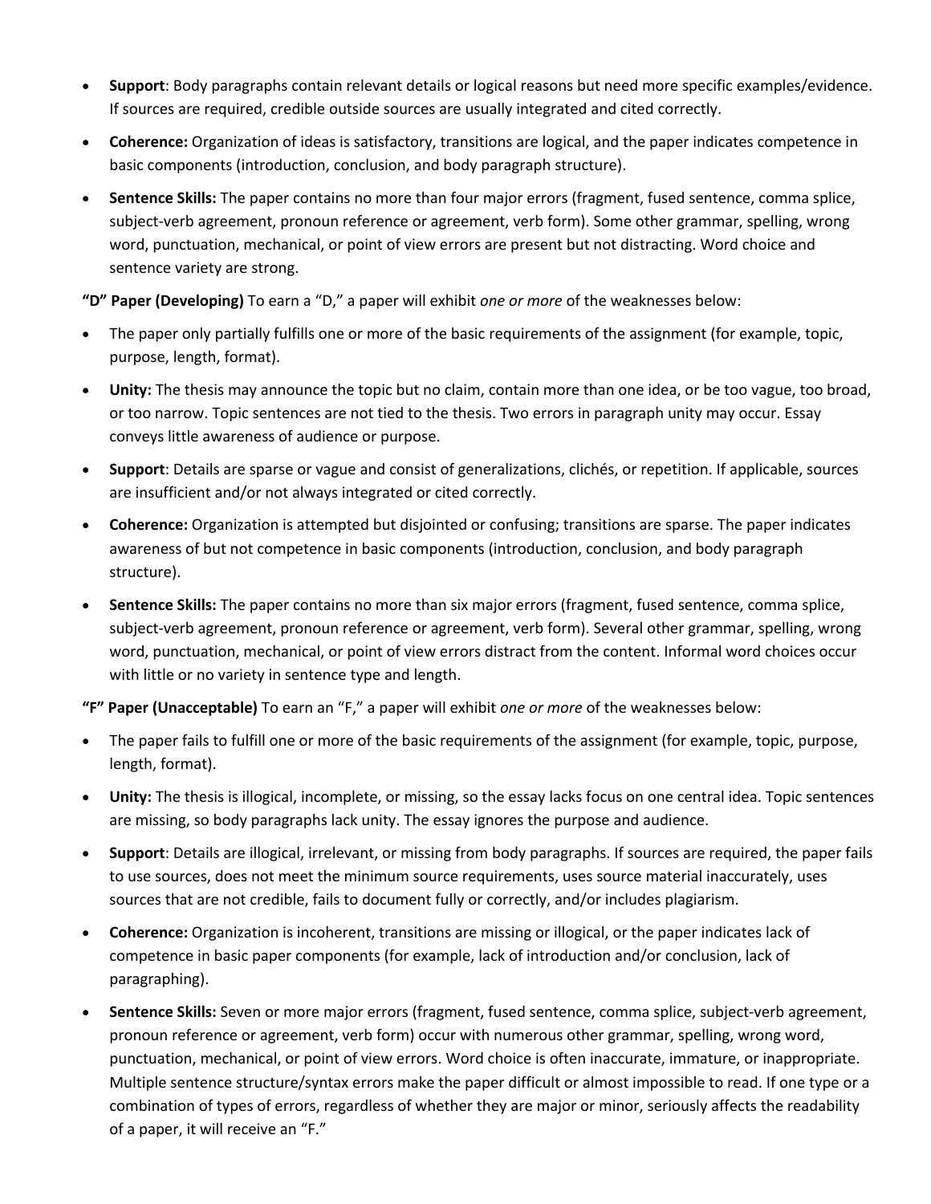- **Support**: Body paragraphs contain relevant details or logical reasons but need more specific examples/evidence. If sources are required, credible outside sources are usually integrated and cited correctly.
- **Coherence:** Organization of ideas is satisfactory, transitions are logical, and the paper indicates competence in basic components (introduction, conclusion, and body paragraph structure).
- **Sentence Skills:** The paper contains no more than four major errors (fragment, fused sentence, comma splice, subject-verb agreement, pronoun reference or agreement, verb form). Some other grammar, spelling, wrong word, punctuation, mechanical, or point of view errors are present but not distracting. Word choice and sentence variety are strong.

**"D" Paper (Developing)** To earn a "D," a paper will exhibit *one or more* of the weaknesses below:

- The paper only partially fulfills one or more of the basic requirements of the assignment (for example, topic, purpose, length, format).
- **Unity:** The thesis may announce the topic but no claim, contain more than one idea, or be too vague, too broad, or too narrow. Topic sentences are not tied to the thesis. Two errors in paragraph unity may occur. Essay conveys little awareness of audience or purpose.
- **Support**: Details are sparse or vague and consist of generalizations, clichés, or repetition. If applicable, sources are insufficient and/or not always integrated or cited correctly.
- **Coherence:** Organization is attempted but disjointed or confusing; transitions are sparse. The paper indicates awareness of but not competence in basic components (introduction, conclusion, and body paragraph structure).
- **Sentence Skills:** The paper contains no more than six major errors (fragment, fused sentence, comma splice, subject-verb agreement, pronoun reference or agreement, verb form). Several other grammar, spelling, wrong word, punctuation, mechanical, or point of view errors distract from the content. Informal word choices occur with little or no variety in sentence type and length.

**"F" Paper (Unacceptable)** To earn an "F," a paper will exhibit *one or more* of the weaknesses below:

- The paper fails to fulfill one or more of the basic requirements of the assignment (for example, topic, purpose, length, format).
- **Unity:** The thesis is illogical, incomplete, or missing, so the essay lacks focus on one central idea. Topic sentences are missing, so body paragraphs lack unity. The essay ignores the purpose and audience.
- **Support**: Details are illogical, irrelevant, or missing from body paragraphs. If sources are required, the paper fails to use sources, does not meet the minimum source requirements, uses source material inaccurately, uses sources that are not credible, fails to document fully or correctly, and/or includes plagiarism.
- **Coherence:** Organization is incoherent, transitions are missing or illogical, or the paper indicates lack of competence in basic paper components (for example, lack of introduction and/or conclusion, lack of paragraphing).
- **Sentence Skills:** Seven or more major errors (fragment, fused sentence, comma splice, subject-verb agreement, pronoun reference or agreement, verb form) occur with numerous other grammar, spelling, wrong word, punctuation, mechanical, or point of view errors. Word choice is often inaccurate, immature, or inappropriate. Multiple sentence structure/syntax errors make the paper difficult or almost impossible to read. If one type or a combination of types of errors, regardless of whether they are major or minor, seriously affects the readability of a paper, it will receive an "F."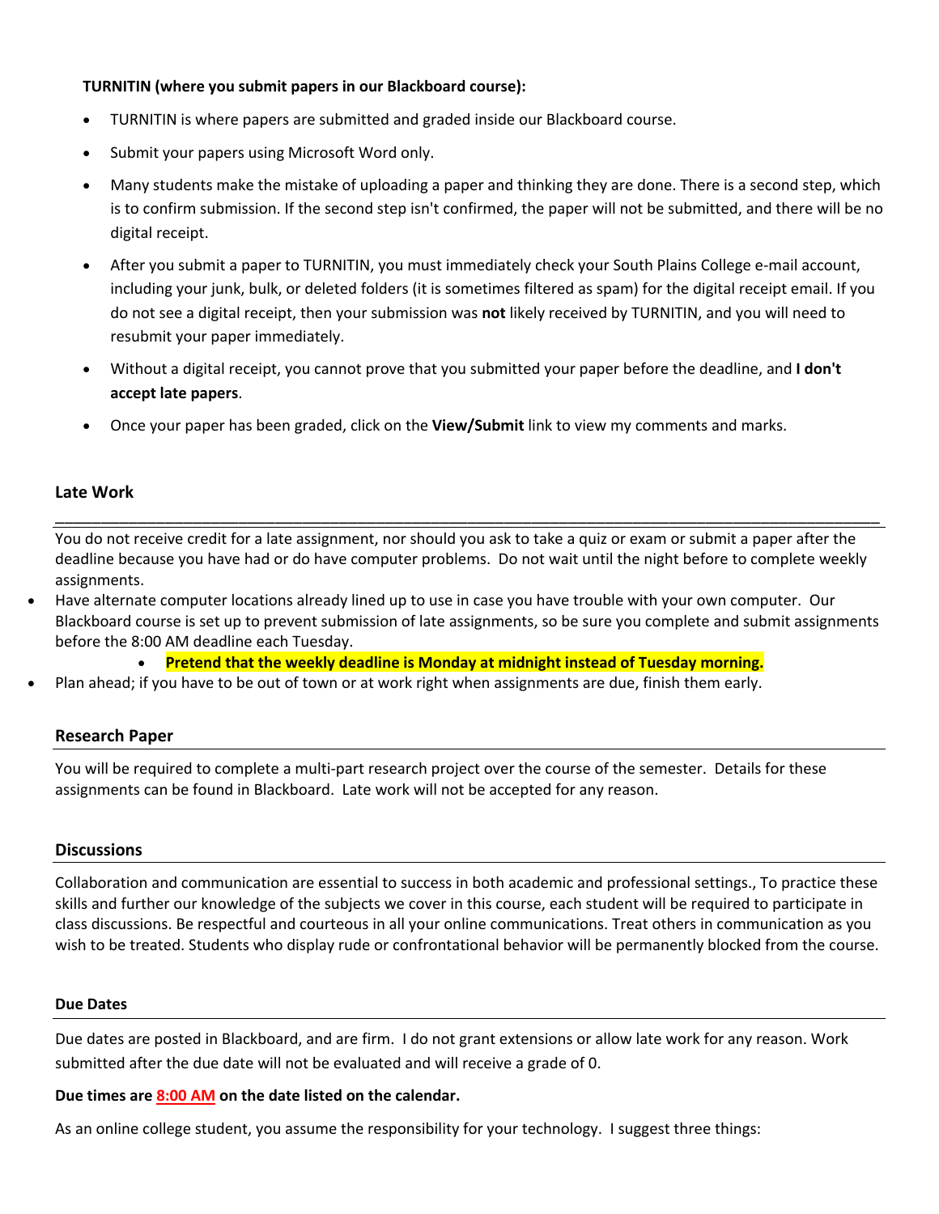**TURNITIN (where you submit papers in our Blackboard course):**

- TURNITIN is where papers are submitted and graded inside our Blackboard course.
- Submit your papers using Microsoft Word only.
- Many students make the mistake of uploading a paper and thinking they are done. There is a second step, which is to confirm submission. If the second step isn't confirmed, the paper will not be submitted, and there will be no digital receipt.
- After you submit a paper to TURNITIN, you must immediately check your South Plains College e-mail account, including your junk, bulk, or deleted folders (it is sometimes filtered as spam) for the digital receipt email. If you do not see a digital receipt, then your submission was **not** likely received by TURNITIN, and you will need to resubmit your paper immediately.
- Without a digital receipt, you cannot prove that you submitted your paper before the deadline, and **I don't accept late papers**.
- Once your paper has been graded, click on the **View/Submit** link to view my comments and marks.

## Late Work

You do not receive credit for a late assignment, nor should you ask to take a quiz or exam or submit a paper after the deadline because you have had or do have computer problems. Do not wait until the night before to complete weekly assignments.

- Have alternate computer locations already lined up to use in case you have trouble with your own computer. Our Blackboard course is set up to prevent submission of late assignments, so be sure you complete and submit assignments before the 8:00 AM deadline each Tuesday.
    - **Pretend that the weekly deadline is Monday at midnight instead of Tuesday morning.**
- Plan ahead; if you have to be out of town or at work right when assignments are due, finish them early.

## Research Paper

You will be required to complete a multi-part research project over the course of the semester. Details for these assignments can be found in Blackboard. Late work will not be accepted for any reason.

## Discussions

Collaboration and communication are essential to success in both academic and professional settings., To practice these skills and further our knowledge of the subjects we cover in this course, each student will be required to participate in class discussions. Be respectful and courteous in all your online communications. Treat others in communication as you wish to be treated. Students who display rude or confrontational behavior will be permanently blocked from the course.

### Due Dates

Due dates are posted in Blackboard, and are firm. I do not grant extensions or allow late work for any reason. Work submitted after the due date will not be evaluated and will receive a grade of 0.

**Due times are 8:00 AM on the date listed on the calendar.**

As an online college student, you assume the responsibility for your technology. I suggest three things: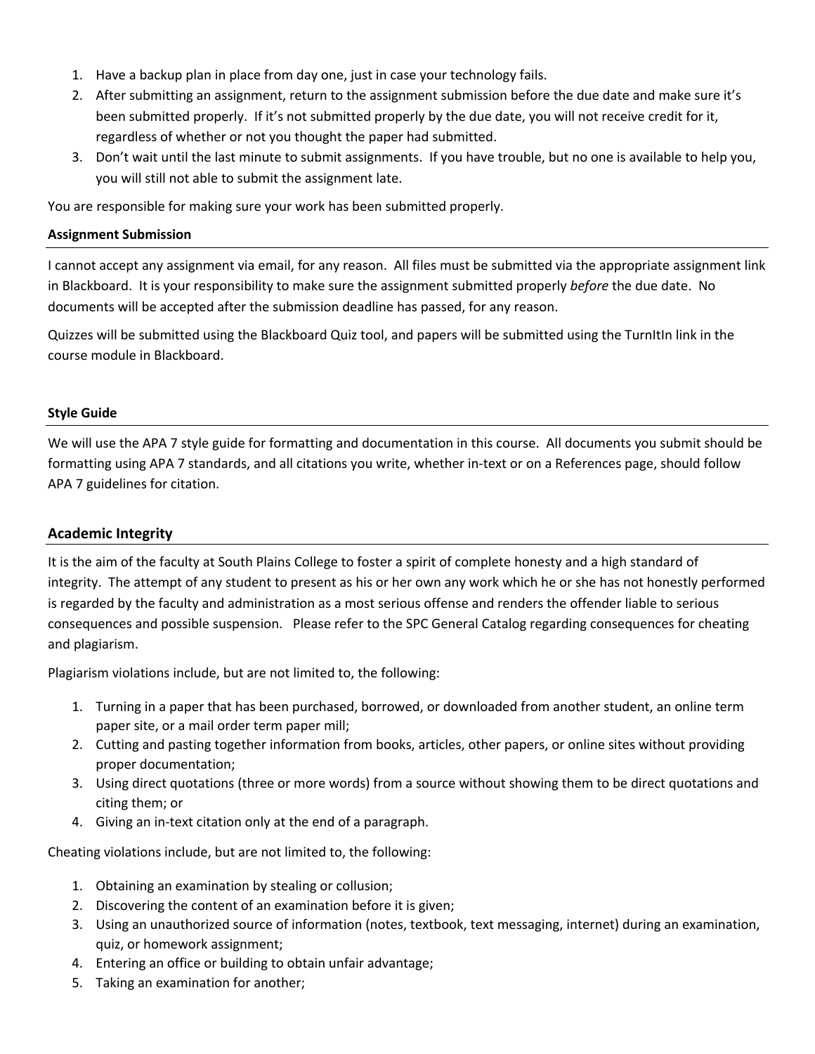1. Have a backup plan in place from day one, just in case your technology fails.
2. After submitting an assignment, return to the assignment submission before the due date and make sure it's been submitted properly. If it's not submitted properly by the due date, you will not receive credit for it, regardless of whether or not you thought the paper had submitted.
3. Don't wait until the last minute to submit assignments. If you have trouble, but no one is available to help you, you will still not able to submit the assignment late.

You are responsible for making sure your work has been submitted properly.

**Assignment Submission**

I cannot accept any assignment via email, for any reason. All files must be submitted via the appropriate assignment link in Blackboard. It is your responsibility to make sure the assignment submitted properly *before* the due date. No documents will be accepted after the submission deadline has passed, for any reason.

Quizzes will be submitted using the Blackboard Quiz tool, and papers will be submitted using the TurnItIn link in the course module in Blackboard.

**Style Guide**

We will use the APA 7 style guide for formatting and documentation in this course. All documents you submit should be formatting using APA 7 standards, and all citations you write, whether in-text or on a References page, should follow APA 7 guidelines for citation.

## Academic Integrity

It is the aim of the faculty at South Plains College to foster a spirit of complete honesty and a high standard of integrity. The attempt of any student to present as his or her own any work which he or she has not honestly performed is regarded by the faculty and administration as a most serious offense and renders the offender liable to serious consequences and possible suspension. Please refer to the SPC General Catalog regarding consequences for cheating and plagiarism.

Plagiarism violations include, but are not limited to, the following:

1. Turning in a paper that has been purchased, borrowed, or downloaded from another student, an online term paper site, or a mail order term paper mill;
2. Cutting and pasting together information from books, articles, other papers, or online sites without providing proper documentation;
3. Using direct quotations (three or more words) from a source without showing them to be direct quotations and citing them; or
4. Giving an in-text citation only at the end of a paragraph.

Cheating violations include, but are not limited to, the following:

1. Obtaining an examination by stealing or collusion;
2. Discovering the content of an examination before it is given;
3. Using an unauthorized source of information (notes, textbook, text messaging, internet) during an examination, quiz, or homework assignment;
4. Entering an office or building to obtain unfair advantage;
5. Taking an examination for another;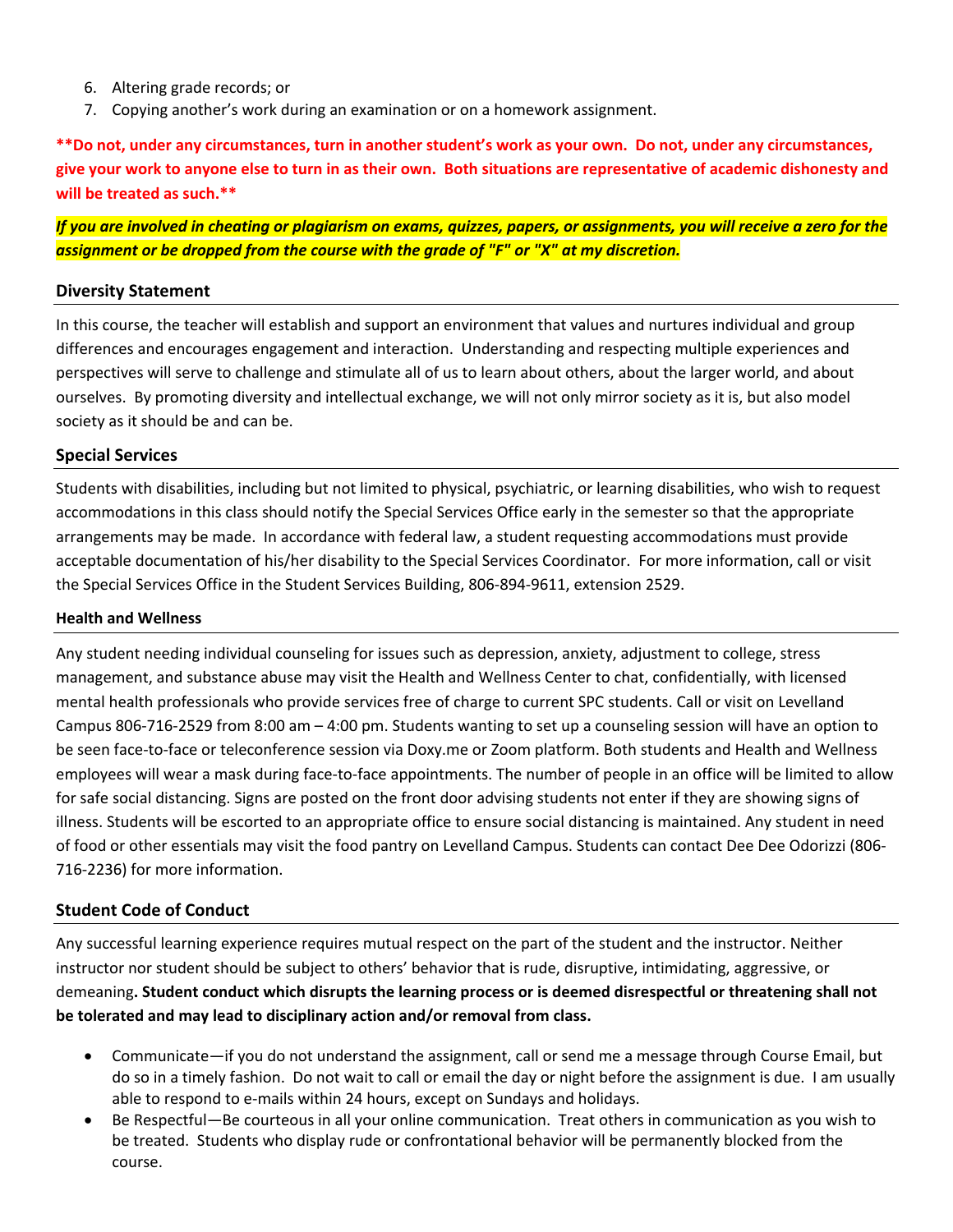6. Altering grade records; or
7. Copying another's work during an examination or on a homework assignment.

**\*\*Do not, under any circumstances, turn in another student's work as your own. Do not, under any circumstances, give your work to anyone else to turn in as their own. Both situations are representative of academic dishonesty and will be treated as such.\*\***

***If you are involved in cheating or plagiarism on exams, quizzes, papers, or assignments, you will receive a zero for the assignment or be dropped from the course with the grade of "F" or "X" at my discretion.***

### Diversity Statement

In this course, the teacher will establish and support an environment that values and nurtures individual and group differences and encourages engagement and interaction. Understanding and respecting multiple experiences and perspectives will serve to challenge and stimulate all of us to learn about others, about the larger world, and about ourselves. By promoting diversity and intellectual exchange, we will not only mirror society as it is, but also model society as it should be and can be.

### Special Services

Students with disabilities, including but not limited to physical, psychiatric, or learning disabilities, who wish to request accommodations in this class should notify the Special Services Office early in the semester so that the appropriate arrangements may be made. In accordance with federal law, a student requesting accommodations must provide acceptable documentation of his/her disability to the Special Services Coordinator. For more information, call or visit the Special Services Office in the Student Services Building, 806-894-9611, extension 2529.

### Health and Wellness

Any student needing individual counseling for issues such as depression, anxiety, adjustment to college, stress management, and substance abuse may visit the Health and Wellness Center to chat, confidentially, with licensed mental health professionals who provide services free of charge to current SPC students. Call or visit on Levelland Campus 806-716-2529 from 8:00 am – 4:00 pm. Students wanting to set up a counseling session will have an option to be seen face-to-face or teleconference session via Doxy.me or Zoom platform. Both students and Health and Wellness employees will wear a mask during face-to-face appointments. The number of people in an office will be limited to allow for safe social distancing. Signs are posted on the front door advising students not enter if they are showing signs of illness. Students will be escorted to an appropriate office to ensure social distancing is maintained. Any student in need of food or other essentials may visit the food pantry on Levelland Campus. Students can contact Dee Dee Odorizzi (806-716-2236) for more information.

### Student Code of Conduct

Any successful learning experience requires mutual respect on the part of the student and the instructor. Neither instructor nor student should be subject to others' behavior that is rude, disruptive, intimidating, aggressive, or demeaning**. Student conduct which disrupts the learning process or is deemed disrespectful or threatening shall not be tolerated and may lead to disciplinary action and/or removal from class.**

- Communicate—if you do not understand the assignment, call or send me a message through Course Email, but do so in a timely fashion. Do not wait to call or email the day or night before the assignment is due. I am usually able to respond to e-mails within 24 hours, except on Sundays and holidays.
- Be Respectful—Be courteous in all your online communication. Treat others in communication as you wish to be treated. Students who display rude or confrontational behavior will be permanently blocked from the course.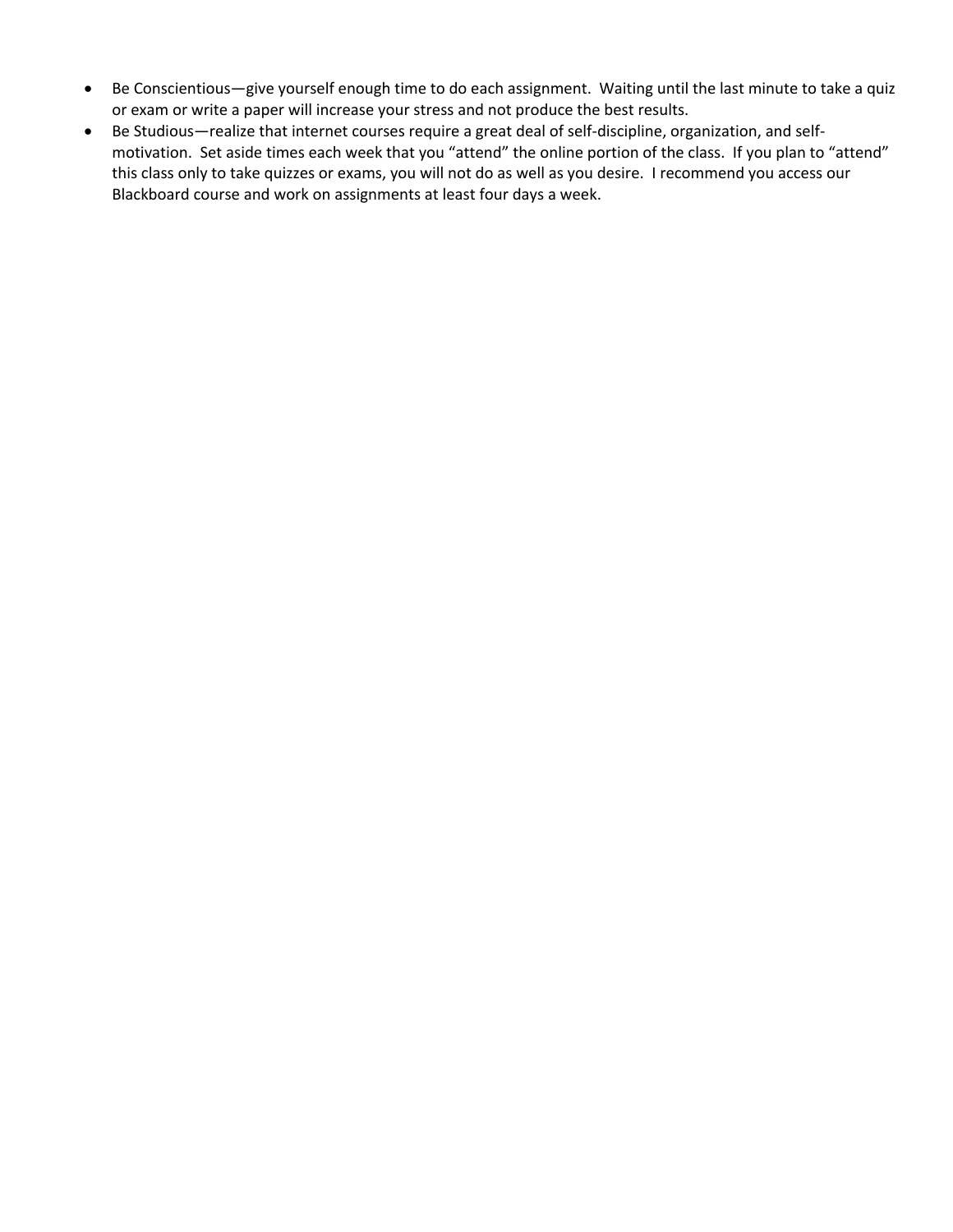- Be Conscientious—give yourself enough time to do each assignment. Waiting until the last minute to take a quiz or exam or write a paper will increase your stress and not produce the best results.
- Be Studious—realize that internet courses require a great deal of self-discipline, organization, and self-motivation. Set aside times each week that you "attend" the online portion of the class. If you plan to "attend" this class only to take quizzes or exams, you will not do as well as you desire. I recommend you access our Blackboard course and work on assignments at least four days a week.